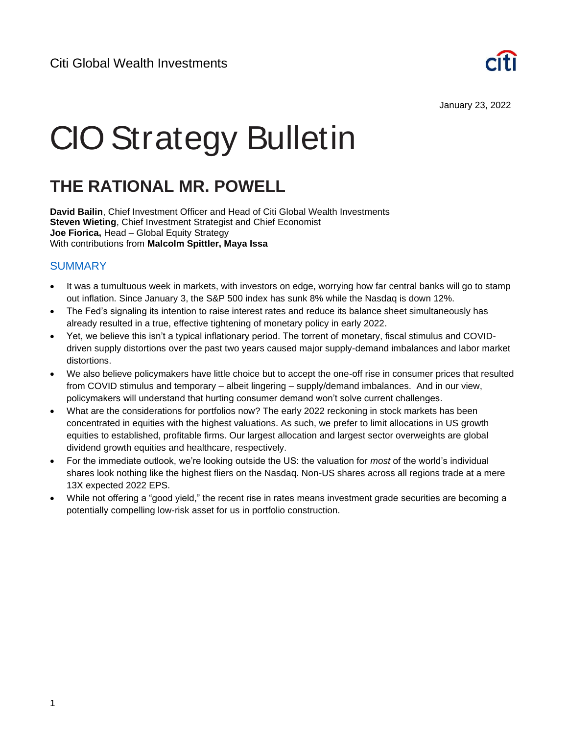Citi Global Wealth Investments

January 23, 2022

# CIO Strategy Bulletin

## THE RATIONAL MR. POWELL

**David Bailin**, Chief Investment Officer and Head of Citi Global Wealth Investments
**Steven Wieting**, Chief Investment Strategist and Chief Economist
**Joe Fiorica,** Head – Global Equity Strategy
With contributions from **Malcolm Spittler, Maya Issa**

### SUMMARY

- It was a tumultuous week in markets, with investors on edge, worrying how far central banks will go to stamp out inflation. Since January 3, the S&P 500 index has sunk 8% while the Nasdaq is down 12%.
- The Fed's signaling its intention to raise interest rates and reduce its balance sheet simultaneously has already resulted in a true, effective tightening of monetary policy in early 2022.
- Yet, we believe this isn't a typical inflationary period. The torrent of monetary, fiscal stimulus and COVID-driven supply distortions over the past two years caused major supply-demand imbalances and labor market distortions.
- We also believe policymakers have little choice but to accept the one-off rise in consumer prices that resulted from COVID stimulus and temporary – albeit lingering – supply/demand imbalances. And in our view, policymakers will understand that hurting consumer demand won't solve current challenges.
- What are the considerations for portfolios now? The early 2022 reckoning in stock markets has been concentrated in equities with the highest valuations. As such, we prefer to limit allocations in US growth equities to established, profitable firms. Our largest allocation and largest sector overweights are global dividend growth equities and healthcare, respectively.
- For the immediate outlook, we're looking outside the US: the valuation for *most* of the world's individual shares look nothing like the highest fliers on the Nasdaq. Non-US shares across all regions trade at a mere 13X expected 2022 EPS.
- While not offering a "good yield," the recent rise in rates means investment grade securities are becoming a potentially compelling low-risk asset for us in portfolio construction.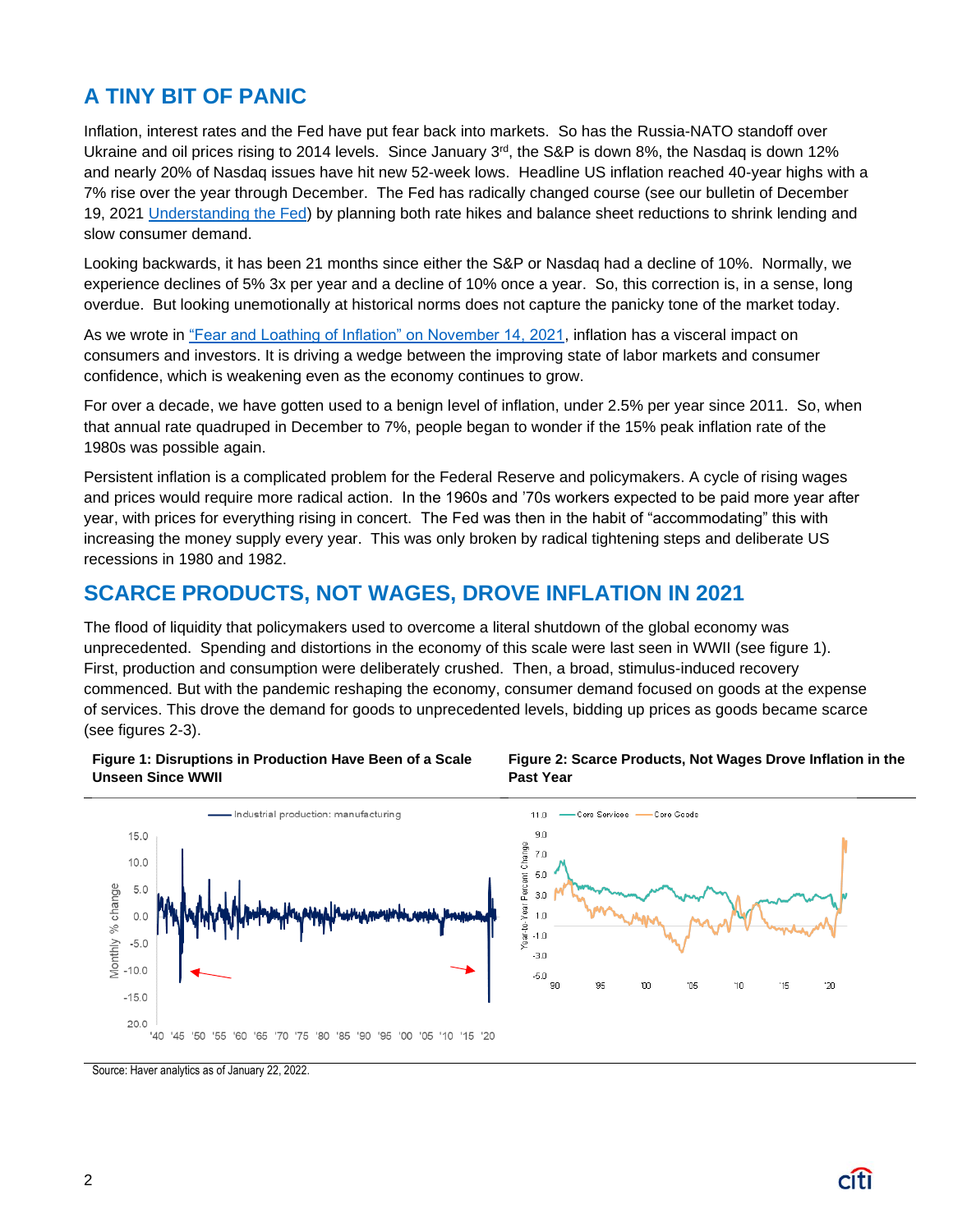## A TINY BIT OF PANIC

Inflation, interest rates and the Fed have put fear back into markets. So has the Russia-NATO standoff over Ukraine and oil prices rising to 2014 levels. Since January 3rd, the S&P is down 8%, the Nasdaq is down 12% and nearly 20% of Nasdaq issues have hit new 52-week lows. Headline US inflation reached 40-year highs with a 7% rise over the year through December. The Fed has radically changed course (see our bulletin of December 19, 2021 Understanding the Fed) by planning both rate hikes and balance sheet reductions to shrink lending and slow consumer demand.

Looking backwards, it has been 21 months since either the S&P or Nasdaq had a decline of 10%. Normally, we experience declines of 5% 3x per year and a decline of 10% once a year. So, this correction is, in a sense, long overdue. But looking unemotionally at historical norms does not capture the panicky tone of the market today.

As we wrote in "Fear and Loathing of Inflation" on November 14, 2021, inflation has a visceral impact on consumers and investors. It is driving a wedge between the improving state of labor markets and consumer confidence, which is weakening even as the economy continues to grow.

For over a decade, we have gotten used to a benign level of inflation, under 2.5% per year since 2011. So, when that annual rate quadrupled in December to 7%, people began to wonder if the 15% peak inflation rate of the 1980s was possible again.

Persistent inflation is a complicated problem for the Federal Reserve and policymakers. A cycle of rising wages and prices would require more radical action. In the 1960s and '70s workers expected to be paid more year after year, with prices for everything rising in concert. The Fed was then in the habit of "accommodating" this with increasing the money supply every year. This was only broken by radical tightening steps and deliberate US recessions in 1980 and 1982.

## SCARCE PRODUCTS, NOT WAGES, DROVE INFLATION IN 2021

The flood of liquidity that policymakers used to overcome a literal shutdown of the global economy was unprecedented. Spending and distortions in the economy of this scale were last seen in WWII (see figure 1). First, production and consumption were deliberately crushed. Then, a broad, stimulus-induced recovery commenced. But with the pandemic reshaping the economy, consumer demand focused on goods at the expense of services. This drove the demand for goods to unprecedented levels, bidding up prices as goods became scarce (see figures 2-3).

**Figure 1: Disruptions in Production Have Been of a Scale Unseen Since WWII**

**Figure 2: Scarce Products, Not Wages Drove Inflation in the Past Year**

Source: Haver analytics as of January 22, 2022.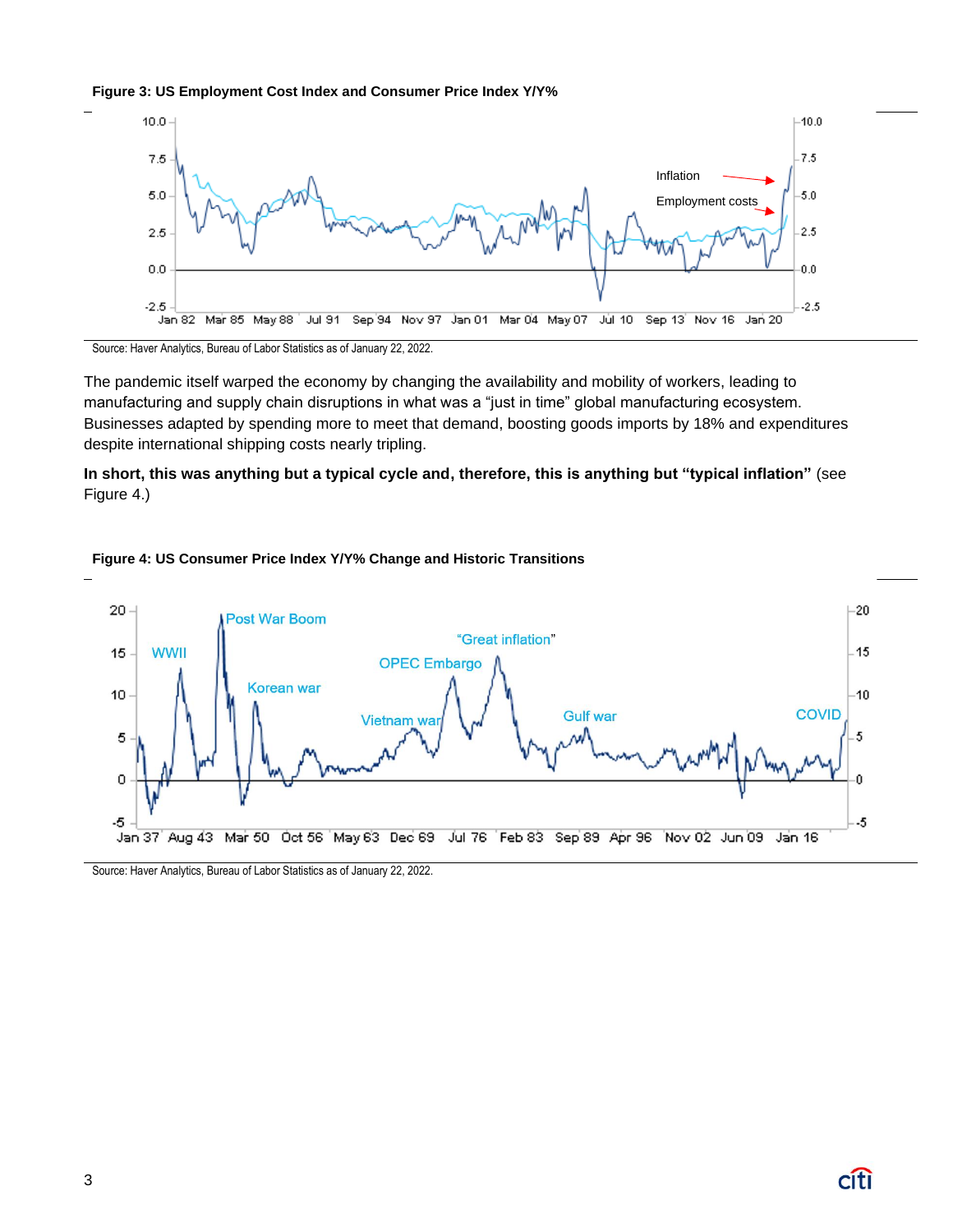**Figure 3: US Employment Cost Index and Consumer Price Index Y/Y%**

Source: Haver Analytics, Bureau of Labor Statistics as of January 22, 2022.

The pandemic itself warped the economy by changing the availability and mobility of workers, leading to manufacturing and supply chain disruptions in what was a "just in time" global manufacturing ecosystem. Businesses adapted by spending more to meet that demand, boosting goods imports by 18% and expenditures despite international shipping costs nearly tripling.

**In short, this was anything but a typical cycle and, therefore, this is anything but "typical inflation"** (see Figure 4.)

**Figure 4: US Consumer Price Index Y/Y% Change and Historic Transitions**

Source: Haver Analytics, Bureau of Labor Statistics as of January 22, 2022.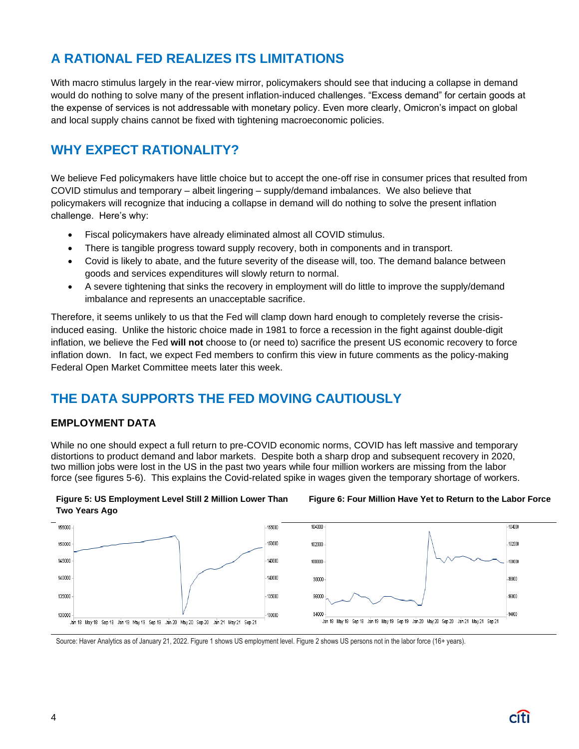## A RATIONAL FED REALIZES ITS LIMITATIONS

With macro stimulus largely in the rear-view mirror, policymakers should see that inducing a collapse in demand would do nothing to solve many of the present inflation-induced challenges. "Excess demand" for certain goods at the expense of services is not addressable with monetary policy. Even more clearly, Omicron's impact on global and local supply chains cannot be fixed with tightening macroeconomic policies.

## WHY EXPECT RATIONALITY?

We believe Fed policymakers have little choice but to accept the one-off rise in consumer prices that resulted from COVID stimulus and temporary – albeit lingering – supply/demand imbalances. We also believe that policymakers will recognize that inducing a collapse in demand will do nothing to solve the present inflation challenge. Here's why:

- Fiscal policymakers have already eliminated almost all COVID stimulus.
- There is tangible progress toward supply recovery, both in components and in transport.
- Covid is likely to abate, and the future severity of the disease will, too. The demand balance between goods and services expenditures will slowly return to normal.
- A severe tightening that sinks the recovery in employment will do little to improve the supply/demand imbalance and represents an unacceptable sacrifice.

Therefore, it seems unlikely to us that the Fed will clamp down hard enough to completely reverse the crisis-induced easing. Unlike the historic choice made in 1981 to force a recession in the fight against double-digit inflation, we believe the Fed **will not** choose to (or need to) sacrifice the present US economic recovery to force inflation down. In fact, we expect Fed members to confirm this view in future comments as the policy-making Federal Open Market Committee meets later this week.

## THE DATA SUPPORTS THE FED MOVING CAUTIOUSLY

### EMPLOYMENT DATA

While no one should expect a full return to pre-COVID economic norms, COVID has left massive and temporary distortions to product demand and labor markets. Despite both a sharp drop and subsequent recovery in 2020, two million jobs were lost in the US in the past two years while four million workers are missing from the labor force (see figures 5-6). This explains the Covid-related spike in wages given the temporary shortage of workers.

**Figure 5: US Employment Level Still 2 Million Lower Than Two Years Ago**

**Figure 6: Four Million Have Yet to Return to the Labor Force**

Source: Haver Analytics as of January 21, 2022. Figure 1 shows US employment level. Figure 2 shows US persons not in the labor force (16+ years).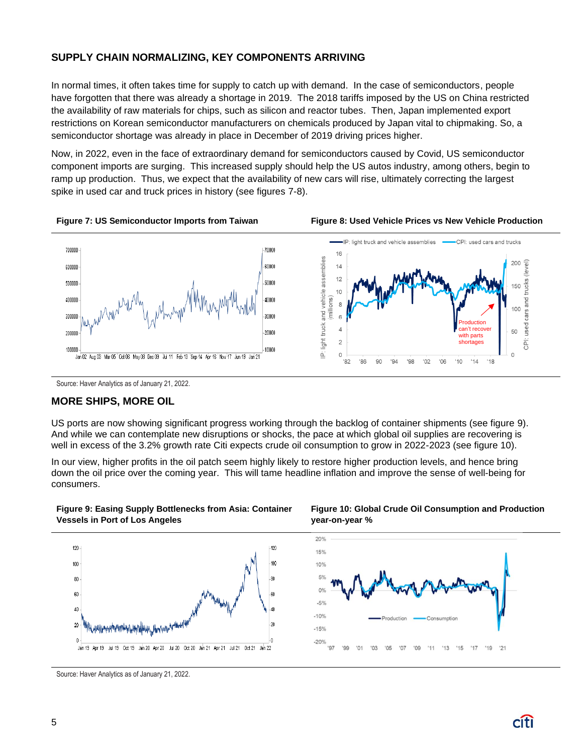## SUPPLY CHAIN NORMALIZING, KEY COMPONENTS ARRIVING

In normal times, it often takes time for supply to catch up with demand. In the case of semiconductors, people have forgotten that there was already a shortage in 2019. The 2018 tariffs imposed by the US on China restricted the availability of raw materials for chips, such as silicon and reactor tubes. Then, Japan implemented export restrictions on Korean semiconductor manufacturers on chemicals produced by Japan vital to chipmaking. So, a semiconductor shortage was already in place in December of 2019 driving prices higher.

Now, in 2022, even in the face of extraordinary demand for semiconductors caused by Covid, US semiconductor component imports are surging. This increased supply should help the US autos industry, among others, begin to ramp up production. Thus, we expect that the availability of new cars will rise, ultimately correcting the largest spike in used car and truck prices in history (see figures 7-8).

**Figure 7: US Semiconductor Imports from Taiwan**

**Figure 8: Used Vehicle Prices vs New Vehicle Production**

Source: Haver Analytics as of January 21, 2022.

## MORE SHIPS, MORE OIL

US ports are now showing significant progress working through the backlog of container shipments (see figure 9). And while we can contemplate new disruptions or shocks, the pace at which global oil supplies are recovering is well in excess of the 3.2% growth rate Citi expects crude oil consumption to grow in 2022-2023 (see figure 10).

In our view, higher profits in the oil patch seem highly likely to restore higher production levels, and hence bring down the oil price over the coming year. This will tame headline inflation and improve the sense of well-being for consumers.

**Figure 9: Easing Supply Bottlenecks from Asia: Container Vessels in Port of Los Angeles**

**Figure 10: Global Crude Oil Consumption and Production year-on-year %**

Source: Haver Analytics as of January 21, 2022.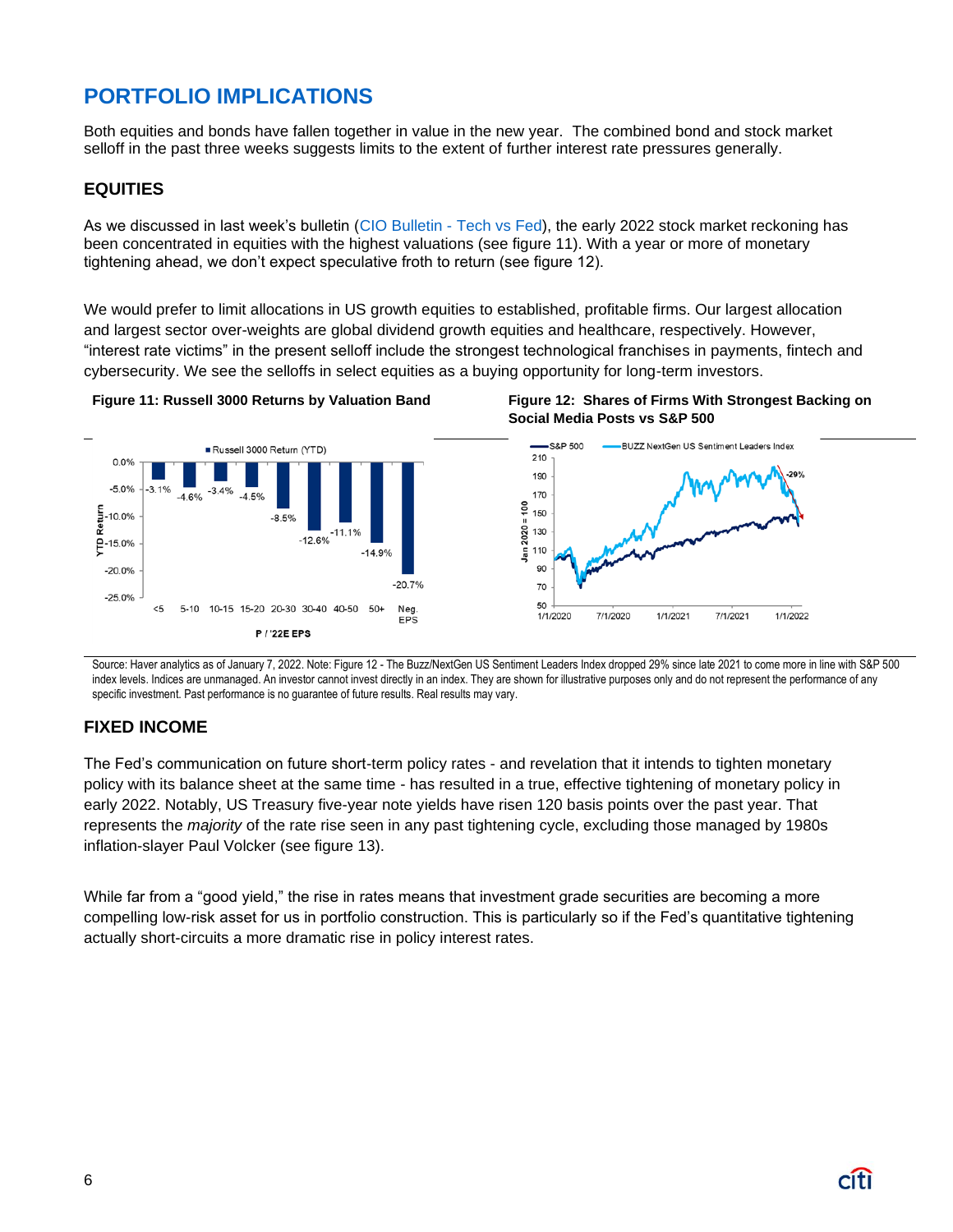# PORTFOLIO IMPLICATIONS

Both equities and bonds have fallen together in value in the new year. The combined bond and stock market selloff in the past three weeks suggests limits to the extent of further interest rate pressures generally.

## EQUITIES

As we discussed in last week's bulletin (CIO Bulletin - Tech vs Fed), the early 2022 stock market reckoning has been concentrated in equities with the highest valuations (see figure 11). With a year or more of monetary tightening ahead, we don't expect speculative froth to return (see figure 12).

We would prefer to limit allocations in US growth equities to established, profitable firms. Our largest allocation and largest sector over-weights are global dividend growth equities and healthcare, respectively. However, "interest rate victims" in the present selloff include the strongest technological franchises in payments, fintech and cybersecurity. We see the selloffs in select equities as a buying opportunity for long-term investors.

**Figure 11: Russell 3000 Returns by Valuation Band**

| P / '22E EPS | Russell 3000 Return (YTD) |
|---|---|
| <5 | -3.1% |
| 5-10 | -4.6% |
| 10-15 | -3.4% |
| 15-20 | -4.5% |
| 20-30 | -8.5% |
| 30-40 | -12.6% |
| 40-50 | -11.1% |
| 50+ | -14.9% |
| Neg. EPS | -20.7% |

**Figure 12: Shares of Firms With Strongest Backing on Social Media Posts vs S&P 500**

Source: Haver analytics as of January 7, 2022. Note: Figure 12 - The Buzz/NextGen US Sentiment Leaders Index dropped 29% since late 2021 to come more in line with S&P 500 index levels. Indices are unmanaged. An investor cannot invest directly in an index. They are shown for illustrative purposes only and do not represent the performance of any specific investment. Past performance is no guarantee of future results. Real results may vary.

## FIXED INCOME

The Fed's communication on future short-term policy rates - and revelation that it intends to tighten monetary policy with its balance sheet at the same time - has resulted in a true, effective tightening of monetary policy in early 2022. Notably, US Treasury five-year note yields have risen 120 basis points over the past year. That represents the *majority* of the rate rise seen in any past tightening cycle, excluding those managed by 1980s inflation-slayer Paul Volcker (see figure 13).

While far from a "good yield," the rise in rates means that investment grade securities are becoming a more compelling low-risk asset for us in portfolio construction. This is particularly so if the Fed's quantitative tightening actually short-circuits a more dramatic rise in policy interest rates.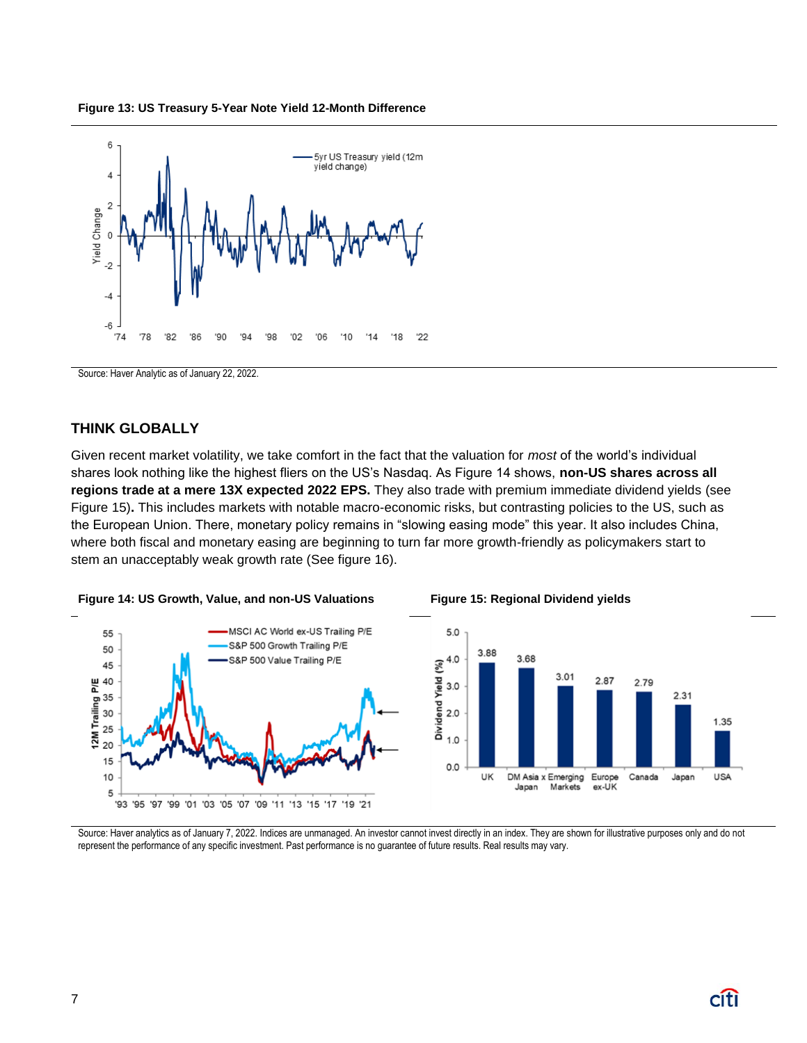**Figure 13: US Treasury 5-Year Note Yield 12-Month Difference**

Source: Haver Analytic as of January 22, 2022.

## THINK GLOBALLY

Given recent market volatility, we take comfort in the fact that the valuation for *most* of the world's individual shares look nothing like the highest fliers on the US's Nasdaq. As Figure 14 shows, **non-US shares across all regions trade at a mere 13X expected 2022 EPS.** They also trade with premium immediate dividend yields (see Figure 15)**.** This includes markets with notable macro-economic risks, but contrasting policies to the US, such as the European Union. There, monetary policy remains in "slowing easing mode" this year. It also includes China, where both fiscal and monetary easing are beginning to turn far more growth-friendly as policymakers start to stem an unacceptably weak growth rate (See figure 16).

**Figure 14: US Growth, Value, and non-US Valuations**

**Figure 15: Regional Dividend yields**

| Region | Dividend Yield (%) |
|---|---|
| UK | 3.88 |
| DM Asia x Japan | 3.68 |
| Emerging Markets | 3.01 |
| Europe ex-UK | 2.87 |
| Canada | 2.79 |
| Japan | 2.31 |
| USA | 1.35 |

Source: Haver analytics as of January 7, 2022. Indices are unmanaged. An investor cannot invest directly in an index. They are shown for illustrative purposes only and do not represent the performance of any specific investment. Past performance is no guarantee of future results. Real results may vary.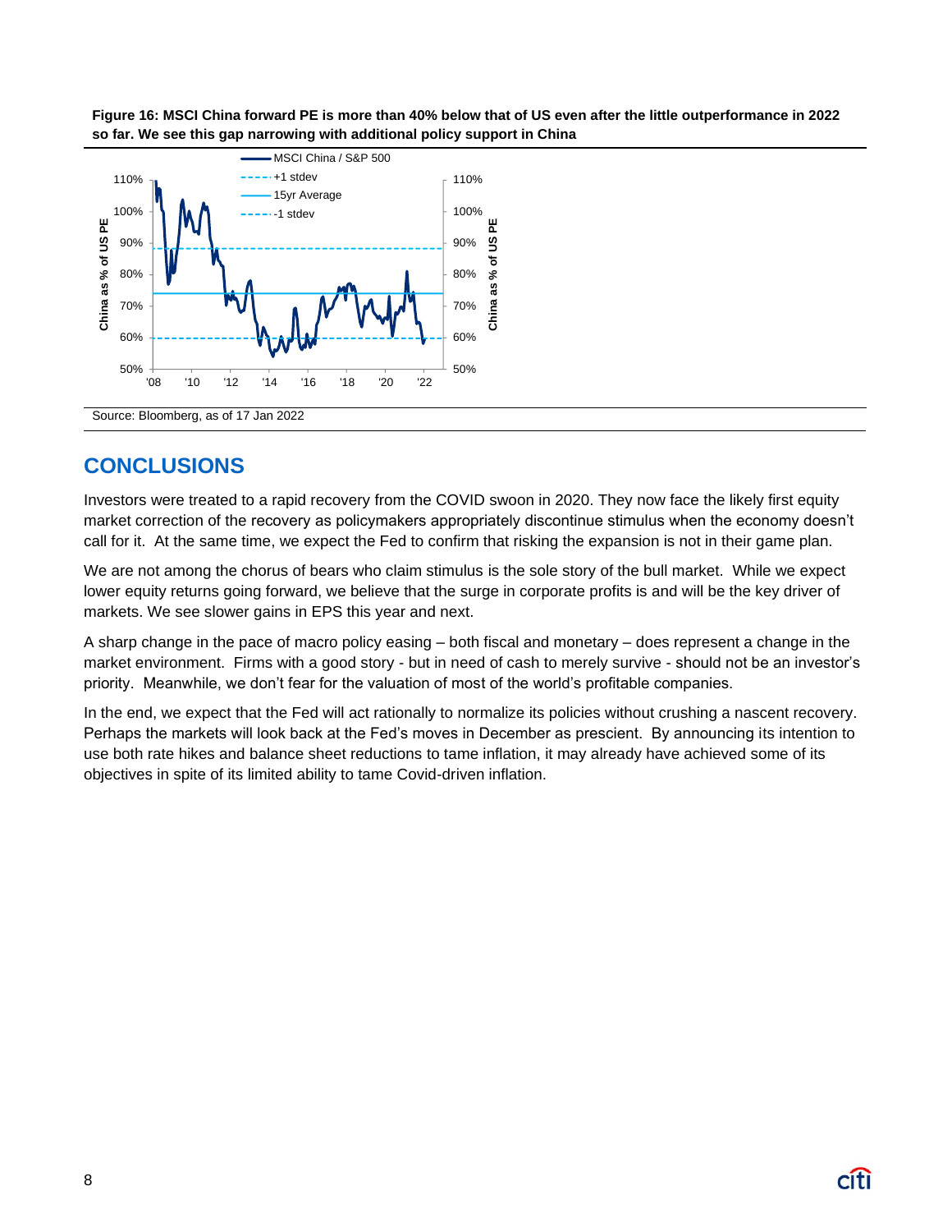**Figure 16: MSCI China forward PE is more than 40% below that of US even after the little outperformance in 2022 so far. We see this gap narrowing with additional policy support in China**

Source: Bloomberg, as of 17 Jan 2022

## CONCLUSIONS

Investors were treated to a rapid recovery from the COVID swoon in 2020. They now face the likely first equity market correction of the recovery as policymakers appropriately discontinue stimulus when the economy doesn't call for it. At the same time, we expect the Fed to confirm that risking the expansion is not in their game plan.

We are not among the chorus of bears who claim stimulus is the sole story of the bull market. While we expect lower equity returns going forward, we believe that the surge in corporate profits is and will be the key driver of markets. We see slower gains in EPS this year and next.

A sharp change in the pace of macro policy easing – both fiscal and monetary – does represent a change in the market environment. Firms with a good story - but in need of cash to merely survive - should not be an investor's priority. Meanwhile, we don't fear for the valuation of most of the world's profitable companies.

In the end, we expect that the Fed will act rationally to normalize its policies without crushing a nascent recovery. Perhaps the markets will look back at the Fed's moves in December as prescient. By announcing its intention to use both rate hikes and balance sheet reductions to tame inflation, it may already have achieved some of its objectives in spite of its limited ability to tame Covid-driven inflation.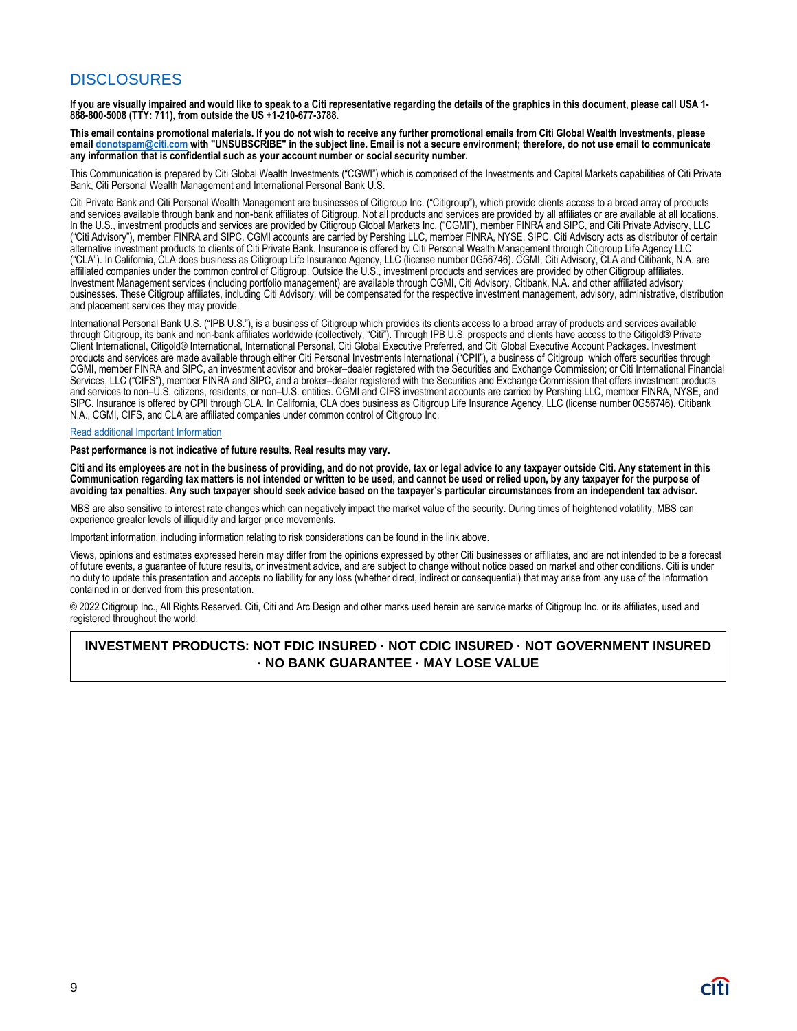# DISCLOSURES

**If you are visually impaired and would like to speak to a Citi representative regarding the details of the graphics in this document, please call USA 1-888-800-5008 (TTY: 711), from outside the US +1-210-677-3788.**

**This email contains promotional materials. If you do not wish to receive any further promotional emails from Citi Global Wealth Investments, please email [donotspam@citi.com](mailto:donotspam@citi.com) with "UNSUBSCRIBE" in the subject line. Email is not a secure environment; therefore, do not use email to communicate any information that is confidential such as your account number or social security number.**

This Communication is prepared by Citi Global Wealth Investments ("CGWI") which is comprised of the Investments and Capital Markets capabilities of Citi Private Bank, Citi Personal Wealth Management and International Personal Bank U.S.

Citi Private Bank and Citi Personal Wealth Management are businesses of Citigroup Inc. ("Citigroup"), which provide clients access to a broad array of products and services available through bank and non-bank affiliates of Citigroup. Not all products and services are provided by all affiliates or are available at all locations. In the U.S., investment products and services are provided by Citigroup Global Markets Inc. ("CGMI"), member FINRA and SIPC, and Citi Private Advisory, LLC ("Citi Advisory"), member FINRA and SIPC. CGMI accounts are carried by Pershing LLC, member FINRA, NYSE, SIPC. Citi Advisory acts as distributor of certain alternative investment products to clients of Citi Private Bank. Insurance is offered by Citi Personal Wealth Management through Citigroup Life Agency LLC ("CLA"). In California, CLA does business as Citigroup Life Insurance Agency, LLC (license number 0G56746). CGMI, Citi Advisory, CLA and Citibank, N.A. are affiliated companies under the common control of Citigroup. Outside the U.S., investment products and services are provided by other Citigroup affiliates. Investment Management services (including portfolio management) are available through CGMI, Citi Advisory, Citibank, N.A. and other affiliated advisory businesses. These Citigroup affiliates, including Citi Advisory, will be compensated for the respective investment management, advisory, administrative, distribution and placement services they may provide.

International Personal Bank U.S. ("IPB U.S."), is a business of Citigroup which provides its clients access to a broad array of products and services available through Citigroup, its bank and non-bank affiliates worldwide (collectively, "Citi"). Through IPB U.S. prospects and clients have access to the Citigold® Private Client International, Citigold® International, International Personal, Citi Global Executive Preferred, and Citi Global Executive Account Packages. Investment products and services are made available through either Citi Personal Investments International ("CPII"), a business of Citigroup which offers securities through CGMI, member FINRA and SIPC, an investment advisor and broker–dealer registered with the Securities and Exchange Commission; or Citi International Financial Services, LLC ("CIFS"), member FINRA and SIPC, and a broker–dealer registered with the Securities and Exchange Commission that offers investment products and services to non–U.S. citizens, residents, or non–U.S. entities. CGMI and CIFS investment accounts are carried by Pershing LLC, member FINRA, NYSE, and SIPC. Insurance is offered by CPII through CLA. In California, CLA does business as Citigroup Life Insurance Agency, LLC (license number 0G56746). Citibank N.A., CGMI, CIFS, and CLA are affiliated companies under common control of Citigroup Inc.

Read additional Important Information

**Past performance is not indicative of future results. Real results may vary.**

**Citi and its employees are not in the business of providing, and do not provide, tax or legal advice to any taxpayer outside Citi. Any statement in this Communication regarding tax matters is not intended or written to be used, and cannot be used or relied upon, by any taxpayer for the purpose of avoiding tax penalties. Any such taxpayer should seek advice based on the taxpayer's particular circumstances from an independent tax advisor.**

MBS are also sensitive to interest rate changes which can negatively impact the market value of the security. During times of heightened volatility, MBS can experience greater levels of illiquidity and larger price movements.

Important information, including information relating to risk considerations can be found in the link above.

Views, opinions and estimates expressed herein may differ from the opinions expressed by other Citi businesses or affiliates, and are not intended to be a forecast of future events, a guarantee of future results, or investment advice, and are subject to change without notice based on market and other conditions. Citi is under no duty to update this presentation and accepts no liability for any loss (whether direct, indirect or consequential) that may arise from any use of the information contained in or derived from this presentation.

© 2022 Citigroup Inc., All Rights Reserved. Citi, Citi and Arc Design and other marks used herein are service marks of Citigroup Inc. or its affiliates, used and registered throughout the world.

**INVESTMENT PRODUCTS: NOT FDIC INSURED · NOT CDIC INSURED · NOT GOVERNMENT INSURED · NO BANK GUARANTEE · MAY LOSE VALUE**